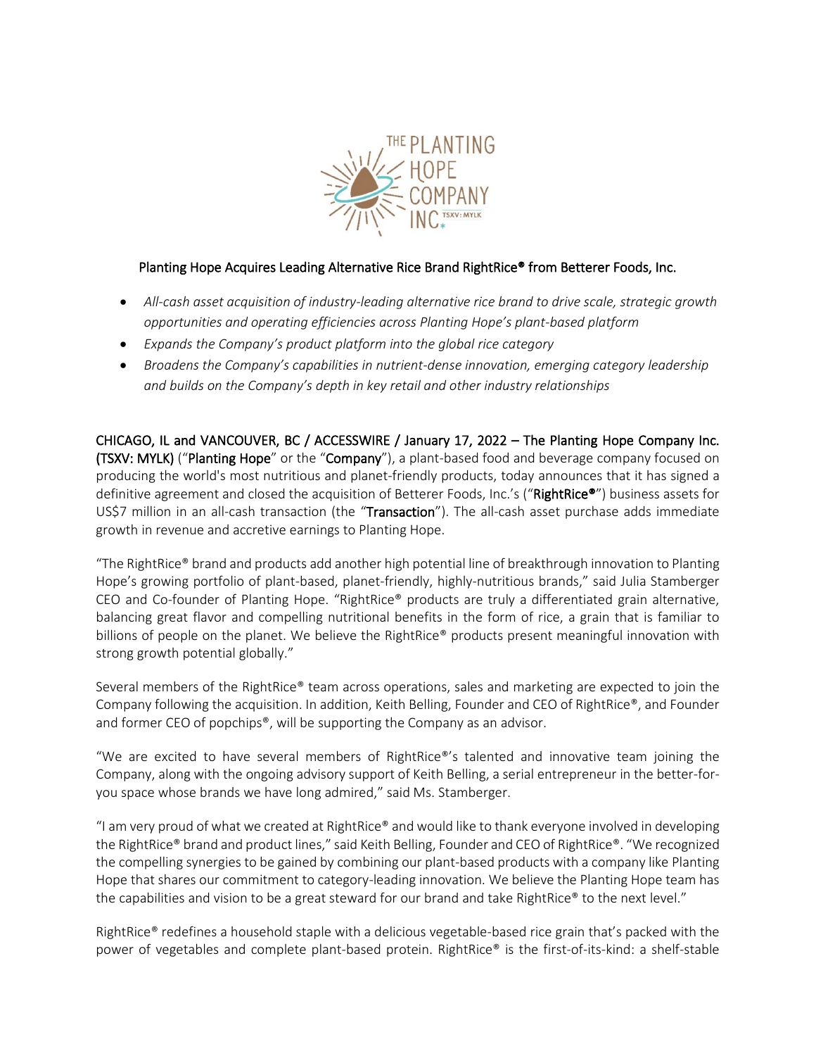# Planting Hope Acquires Leading Alternative Rice Brand RightRice® from Betterer Foods, Inc.

- *All-cash asset acquisition of industry-leading alternative rice brand to drive scale, strategic growth opportunities and operating efficiencies across Planting Hope's plant-based platform*
- *Expands the Company's product platform into the global rice category*
- *Broadens the Company's capabilities in nutrient-dense innovation, emerging category leadership and builds on the Company's depth in key retail and other industry relationships*

CHICAGO, IL and VANCOUVER, BC / ACCESSWIRE / January 17, 2022 – The Planting Hope Company Inc. (TSXV: MYLK) ("Planting Hope" or the "Company"), a plant-based food and beverage company focused on producing the world's most nutritious and planet-friendly products, today announces that it has signed a definitive agreement and closed the acquisition of Betterer Foods, Inc.'s ("RightRice®") business assets for US$7 million in an all-cash transaction (the "Transaction"). The all-cash asset purchase adds immediate growth in revenue and accretive earnings to Planting Hope.

"The RightRice® brand and products add another high potential line of breakthrough innovation to Planting Hope's growing portfolio of plant-based, planet-friendly, highly-nutritious brands," said Julia Stamberger CEO and Co-founder of Planting Hope. "RightRice® products are truly a differentiated grain alternative, balancing great flavor and compelling nutritional benefits in the form of rice, a grain that is familiar to billions of people on the planet. We believe the RightRice® products present meaningful innovation with strong growth potential globally."

Several members of the RightRice® team across operations, sales and marketing are expected to join the Company following the acquisition. In addition, Keith Belling, Founder and CEO of RightRice®, and Founder and former CEO of popchips®, will be supporting the Company as an advisor.

"We are excited to have several members of RightRice®'s talented and innovative team joining the Company, along with the ongoing advisory support of Keith Belling, a serial entrepreneur in the better-for-you space whose brands we have long admired," said Ms. Stamberger.

"I am very proud of what we created at RightRice® and would like to thank everyone involved in developing the RightRice® brand and product lines," said Keith Belling, Founder and CEO of RightRice®. "We recognized the compelling synergies to be gained by combining our plant-based products with a company like Planting Hope that shares our commitment to category-leading innovation. We believe the Planting Hope team has the capabilities and vision to be a great steward for our brand and take RightRice® to the next level."

RightRice® redefines a household staple with a delicious vegetable-based rice grain that's packed with the power of vegetables and complete plant-based protein. RightRice® is the first-of-its-kind: a shelf-stable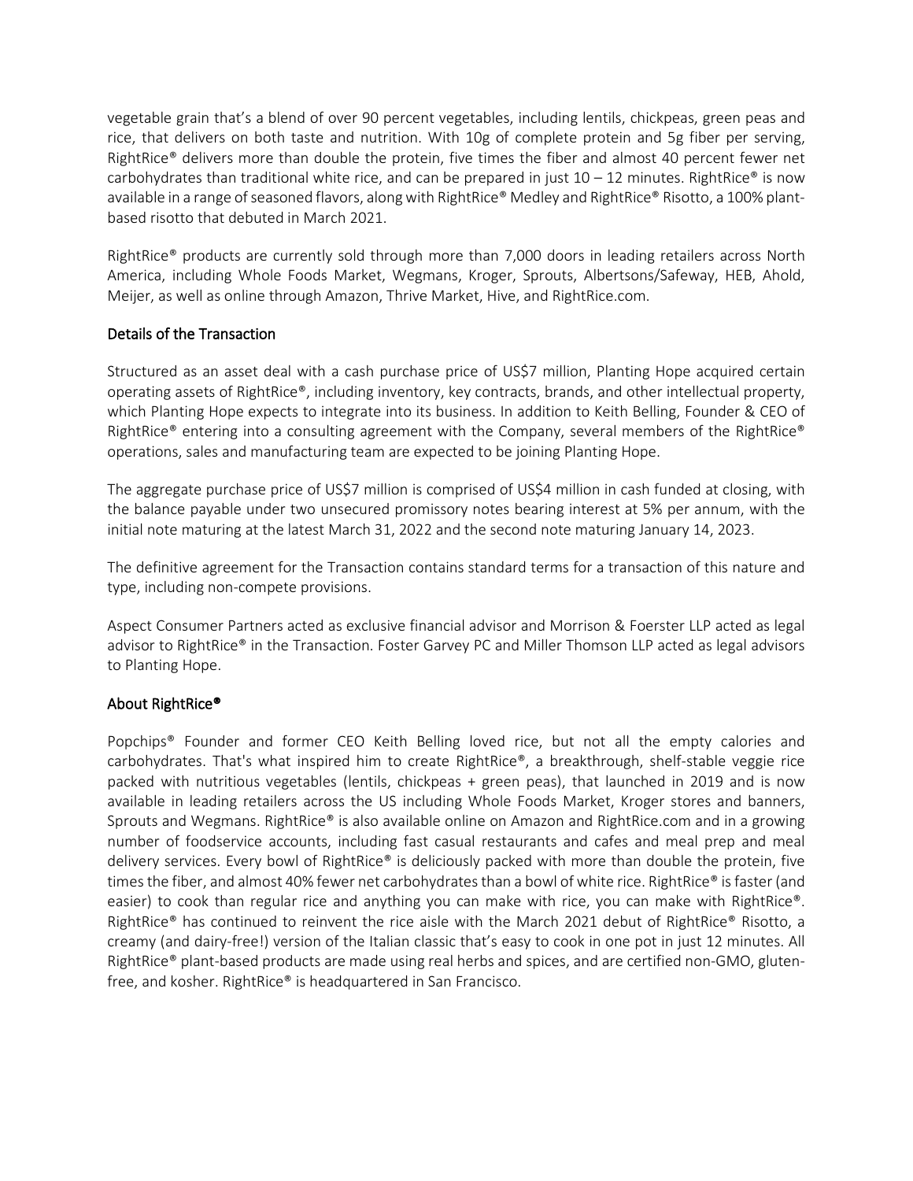vegetable grain that's a blend of over 90 percent vegetables, including lentils, chickpeas, green peas and rice, that delivers on both taste and nutrition. With 10g of complete protein and 5g fiber per serving, RightRice® delivers more than double the protein, five times the fiber and almost 40 percent fewer net carbohydrates than traditional white rice, and can be prepared in just 10 – 12 minutes. RightRice® is now available in a range of seasoned flavors, along with RightRice® Medley and RightRice® Risotto, a 100% plant-based risotto that debuted in March 2021.

RightRice® products are currently sold through more than 7,000 doors in leading retailers across North America, including Whole Foods Market, Wegmans, Kroger, Sprouts, Albertsons/Safeway, HEB, Ahold, Meijer, as well as online through Amazon, Thrive Market, Hive, and RightRice.com.

## Details of the Transaction

Structured as an asset deal with a cash purchase price of US$7 million, Planting Hope acquired certain operating assets of RightRice®, including inventory, key contracts, brands, and other intellectual property, which Planting Hope expects to integrate into its business. In addition to Keith Belling, Founder & CEO of RightRice® entering into a consulting agreement with the Company, several members of the RightRice® operations, sales and manufacturing team are expected to be joining Planting Hope.

The aggregate purchase price of US$7 million is comprised of US$4 million in cash funded at closing, with the balance payable under two unsecured promissory notes bearing interest at 5% per annum, with the initial note maturing at the latest March 31, 2022 and the second note maturing January 14, 2023.

The definitive agreement for the Transaction contains standard terms for a transaction of this nature and type, including non-compete provisions.

Aspect Consumer Partners acted as exclusive financial advisor and Morrison & Foerster LLP acted as legal advisor to RightRice® in the Transaction. Foster Garvey PC and Miller Thomson LLP acted as legal advisors to Planting Hope.

## About RightRice®

Popchips® Founder and former CEO Keith Belling loved rice, but not all the empty calories and carbohydrates. That's what inspired him to create RightRice®, a breakthrough, shelf-stable veggie rice packed with nutritious vegetables (lentils, chickpeas + green peas), that launched in 2019 and is now available in leading retailers across the US including Whole Foods Market, Kroger stores and banners, Sprouts and Wegmans. RightRice® is also available online on Amazon and RightRice.com and in a growing number of foodservice accounts, including fast casual restaurants and cafes and meal prep and meal delivery services. Every bowl of RightRice® is deliciously packed with more than double the protein, five times the fiber, and almost 40% fewer net carbohydrates than a bowl of white rice. RightRice® is faster (and easier) to cook than regular rice and anything you can make with rice, you can make with RightRice®. RightRice® has continued to reinvent the rice aisle with the March 2021 debut of RightRice® Risotto, a creamy (and dairy-free!) version of the Italian classic that's easy to cook in one pot in just 12 minutes. All RightRice® plant-based products are made using real herbs and spices, and are certified non-GMO, gluten-free, and kosher. RightRice® is headquartered in San Francisco.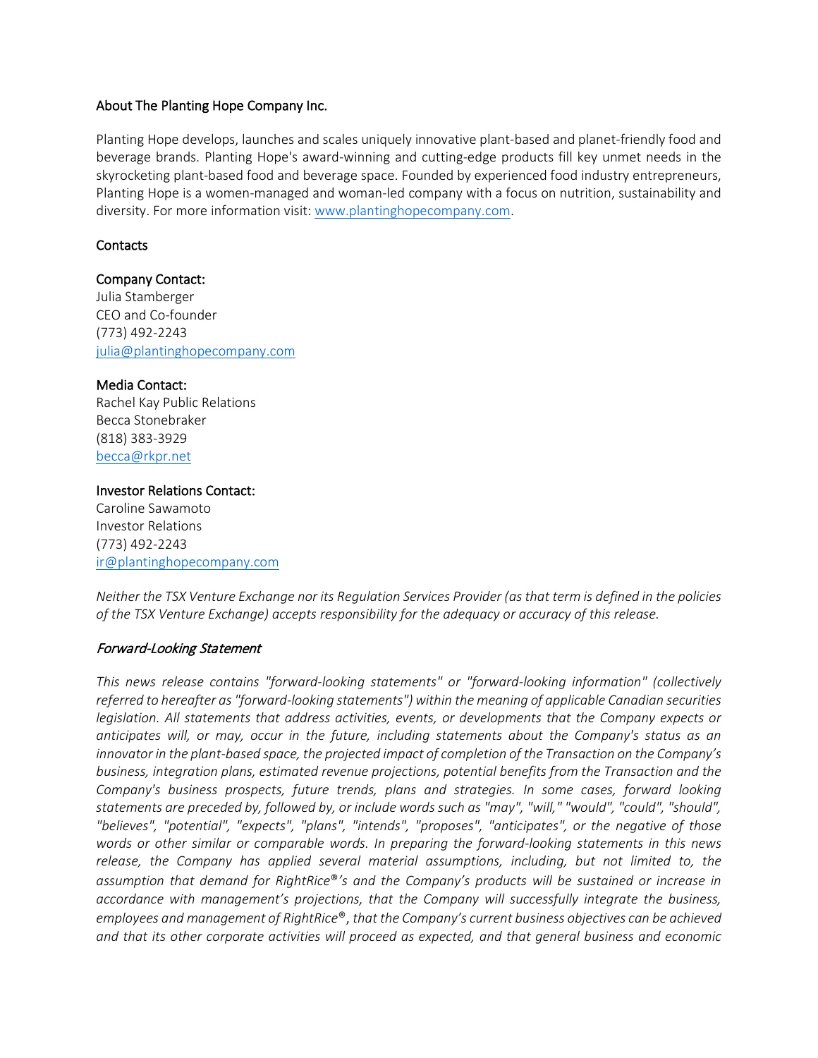## About The Planting Hope Company Inc.

Planting Hope develops, launches and scales uniquely innovative plant-based and planet-friendly food and beverage brands. Planting Hope's award-winning and cutting-edge products fill key unmet needs in the skyrocketing plant-based food and beverage space. Founded by experienced food industry entrepreneurs, Planting Hope is a women-managed and woman-led company with a focus on nutrition, sustainability and diversity. For more information visit: [www.plantinghopecompany.com](http://www.plantinghopecompany.com).

## Contacts

**Company Contact:**
Julia Stamberger
CEO and Co-founder
(773) 492-2243
[julia@plantinghopecompany.com](mailto:julia@plantinghopecompany.com)

**Media Contact:**
Rachel Kay Public Relations
Becca Stonebraker
(818) 383-3929
[becca@rkpr.net](mailto:becca@rkpr.net)

**Investor Relations Contact:**
Caroline Sawamoto
Investor Relations
(773) 492-2243
[ir@plantinghopecompany.com](mailto:ir@plantinghopecompany.com)

*Neither the TSX Venture Exchange nor its Regulation Services Provider (as that term is defined in the policies of the TSX Venture Exchange) accepts responsibility for the adequacy or accuracy of this release.*

### *Forward-Looking Statement*

*This news release contains "forward-looking statements" or "forward-looking information" (collectively referred to hereafter as "forward-looking statements") within the meaning of applicable Canadian securities legislation. All statements that address activities, events, or developments that the Company expects or anticipates will, or may, occur in the future, including statements about the Company's status as an innovator in the plant-based space, the projected impact of completion of the Transaction on the Company's business, integration plans, estimated revenue projections, potential benefits from the Transaction and the Company's business prospects, future trends, plans and strategies. In some cases, forward looking statements are preceded by, followed by, or include words such as "may", "will," "would", "could", "should", "believes", "potential", "expects", "plans", "intends", "proposes", "anticipates", or the negative of those words or other similar or comparable words. In preparing the forward-looking statements in this news release, the Company has applied several material assumptions, including, but not limited to, the assumption that demand for RightRice®'s and the Company's products will be sustained or increase in accordance with management's projections, that the Company will successfully integrate the business, employees and management of RightRice®, that the Company's current business objectives can be achieved and that its other corporate activities will proceed as expected, and that general business and economic*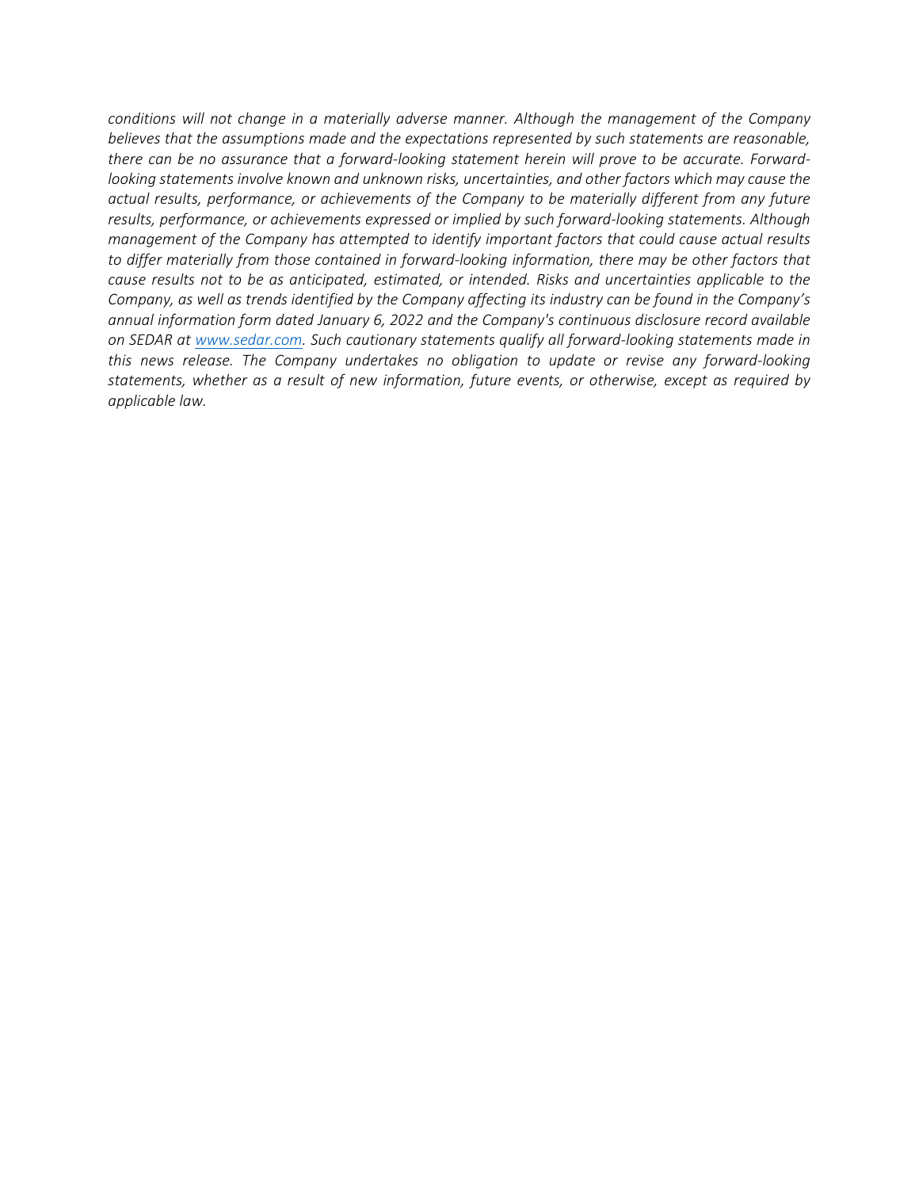*conditions will not change in a materially adverse manner. Although the management of the Company believes that the assumptions made and the expectations represented by such statements are reasonable, there can be no assurance that a forward-looking statement herein will prove to be accurate. Forward-looking statements involve known and unknown risks, uncertainties, and other factors which may cause the actual results, performance, or achievements of the Company to be materially different from any future results, performance, or achievements expressed or implied by such forward-looking statements. Although management of the Company has attempted to identify important factors that could cause actual results to differ materially from those contained in forward-looking information, there may be other factors that cause results not to be as anticipated, estimated, or intended. Risks and uncertainties applicable to the Company, as well as trends identified by the Company affecting its industry can be found in the Company's annual information form dated January 6, 2022 and the Company's continuous disclosure record available on SEDAR at [www.sedar.com](http://www.sedar.com). Such cautionary statements qualify all forward-looking statements made in this news release. The Company undertakes no obligation to update or revise any forward-looking statements, whether as a result of new information, future events, or otherwise, except as required by applicable law.*